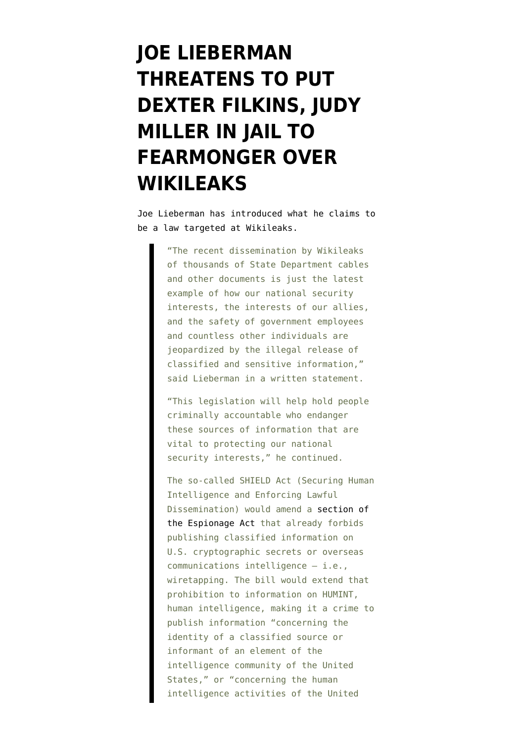# JOE LIEBERMAN THREATENS TO PUT DEXTER FILKINS, JUDY MILLER IN JAIL TO FEARMONGER OVER WIKILEAKS

Joe Lieberman has introduced what he claims to be a law targeted at Wikileaks.

> "The recent dissemination by Wikileaks of thousands of State Department cables and other documents is just the latest example of how our national security interests, the interests of our allies, and the safety of government employees and countless other individuals are jeopardized by the illegal release of classified and sensitive information," said Lieberman in a written statement.
>
> "This legislation will help hold people criminally accountable who endanger these sources of information that are vital to protecting our national security interests," he continued.
>
> The so-called SHIELD Act (Securing Human Intelligence and Enforcing Lawful Dissemination) would amend a section of the Espionage Act that already forbids publishing classified information on U.S. cryptographic secrets or overseas communications intelligence — i.e., wiretapping. The bill would extend that prohibition to information on HUMINT, human intelligence, making it a crime to publish information "concerning the identity of a classified source or informant of an element of the intelligence community of the United States," or "concerning the human intelligence activities of the United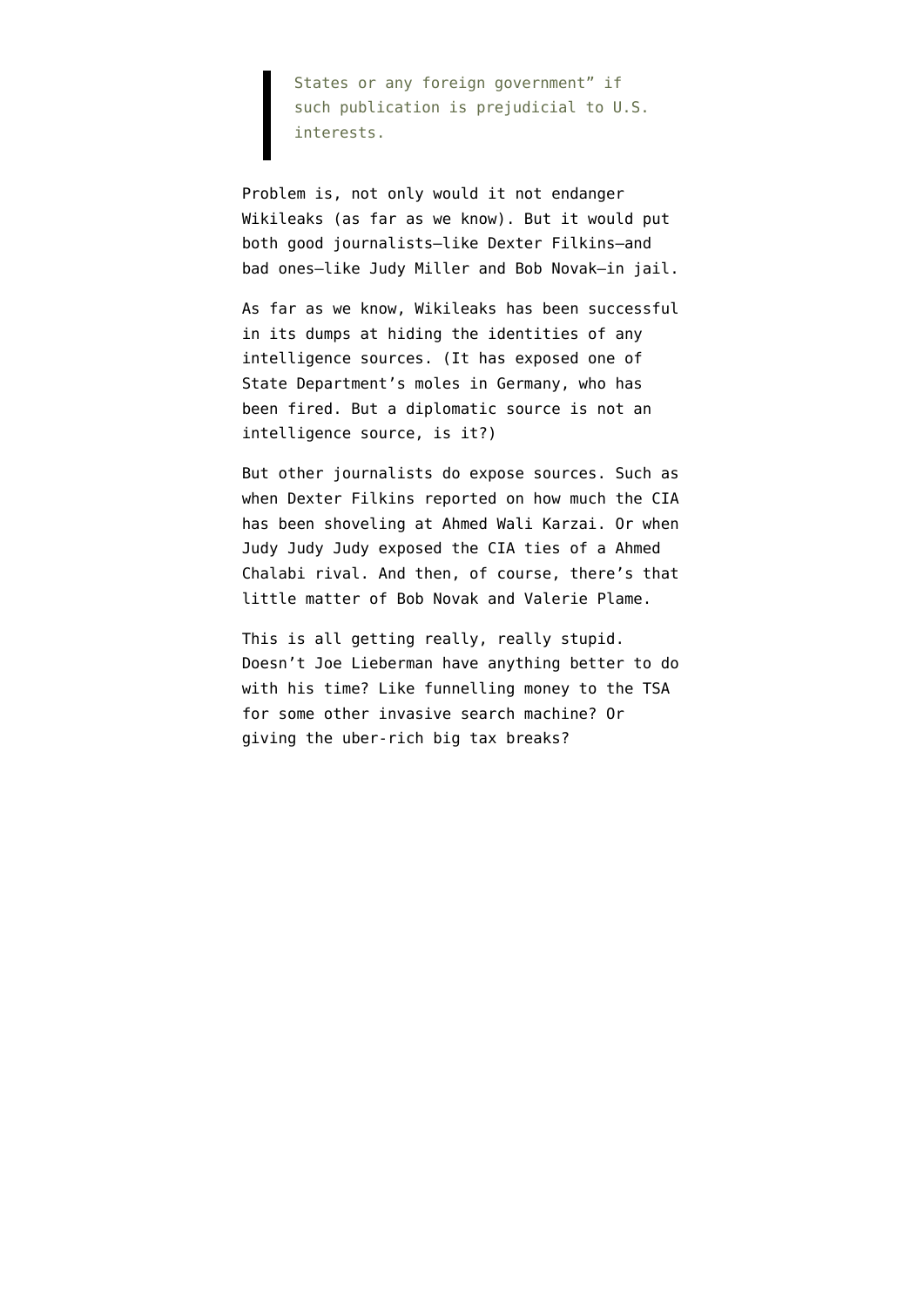> States or any foreign government" if such publication is prejudicial to U.S. interests.

Problem is, not only would it not endanger Wikileaks (as far as we know). But it would put both good journalists–like Dexter Filkins–and bad ones–like Judy Miller and Bob Novak–in jail.

As far as we know, Wikileaks has been successful in its dumps at hiding the identities of any intelligence sources. (It has exposed one of State Department's moles in Germany, who has been fired. But a diplomatic source is not an intelligence source, is it?)

But other journalists do expose sources. Such as when Dexter Filkins reported on how much the CIA has been shoveling at Ahmed Wali Karzai. Or when Judy Judy Judy exposed the CIA ties of a Ahmed Chalabi rival. And then, of course, there's that little matter of Bob Novak and Valerie Plame.

This is all getting really, really stupid. Doesn't Joe Lieberman have anything better to do with his time? Like funnelling money to the TSA for some other invasive search machine? Or giving the uber-rich big tax breaks?